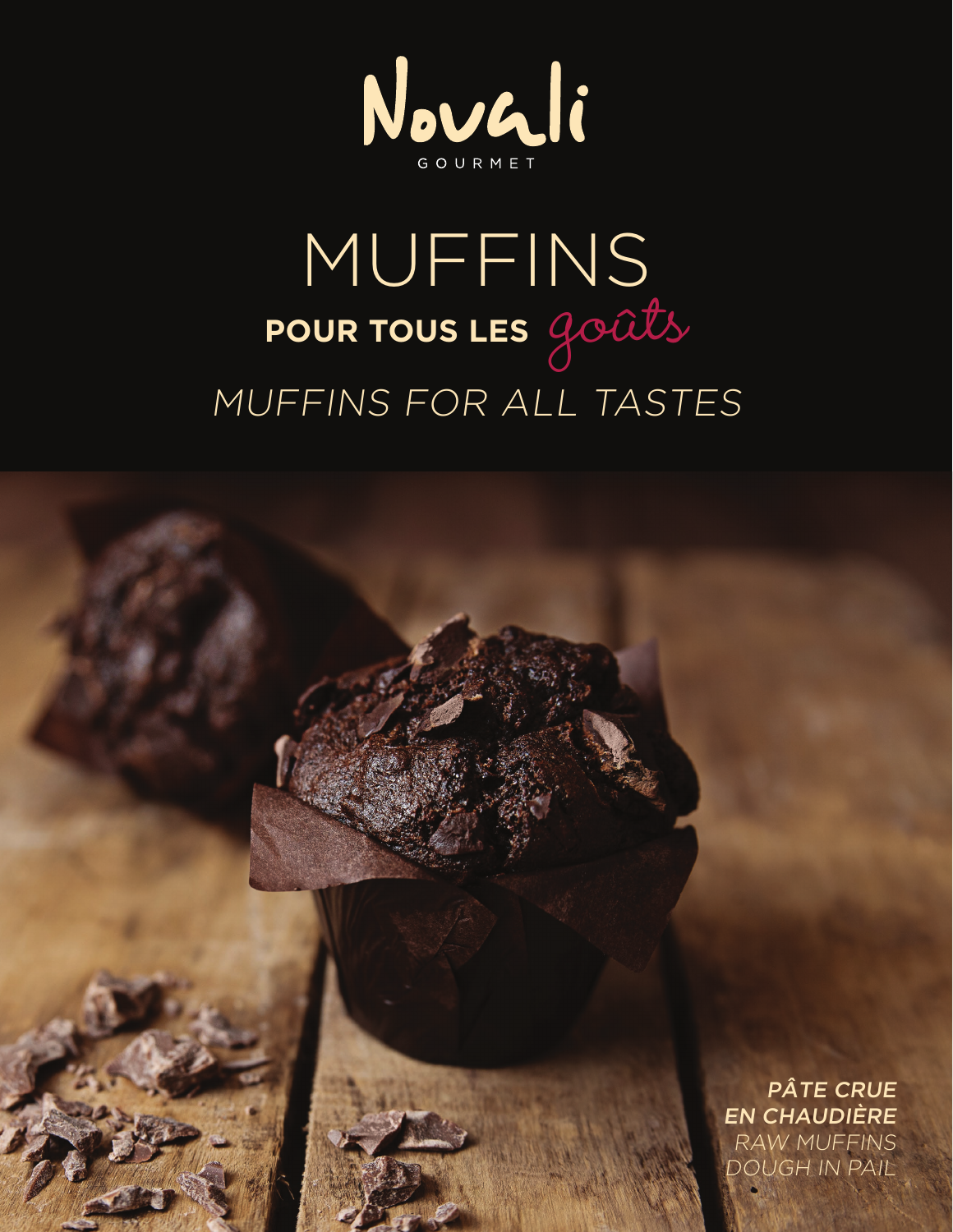# Novali

GOURMET

# MUFFINS

## POUR TOUS LES *goûts*

*MUFFINS FOR ALL TASTES*

***PÂTE CRUE EN CHAUDIÈRE***

*RAW MUFFINS DOUGH IN PAIL*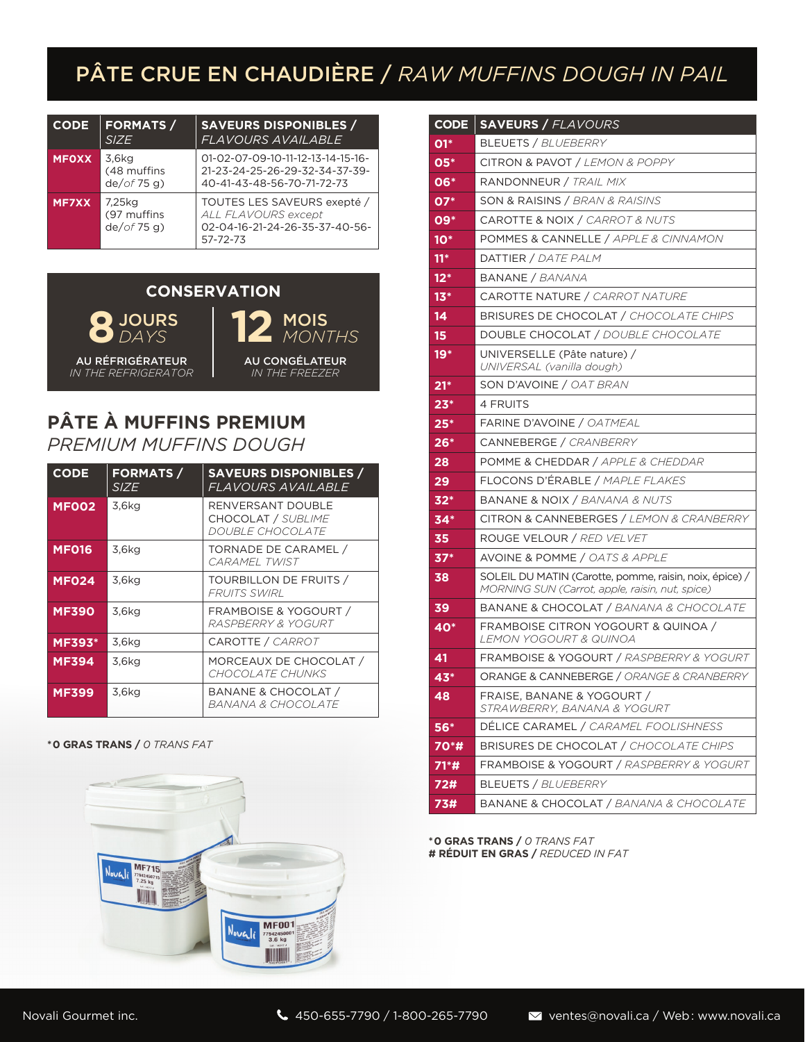# PÂTE CRUE EN CHAUDIÈRE / *RAW MUFFINS DOUGH IN PAIL*

| CODE | FORMATS / *SIZE* | SAVEURS DISPONIBLES / *FLAVOURS AVAILABLE* |
|---|---|---|
| **MF0XX** | 3,6kg (48 muffins de/*of* 75 g) | 01-02-07-09-10-11-12-13-14-15-16-21-23-24-25-26-29-32-34-37-39-40-41-43-48-56-70-71-72-73 |
| **MF7XX** | 7,25kg (97 muffins de/*of* 75 g) | TOUTES LES SAVEURS exepté / *ALL FLAVOURS except* 02-04-16-21-24-26-35-37-40-56-57-72-73 |

## CONSERVATION

**8 JOURS** / *DAYS* — AU RÉFRIGÉRATEUR / *IN THE REFRIGERATOR*

**12 MOIS** / *MONTHS* — AU CONGÉLATEUR / *IN THE FREEZER*

## PÂTE À MUFFINS PREMIUM
*PREMIUM MUFFINS DOUGH*

| CODE | FORMATS / *SIZE* | SAVEURS DISPONIBLES / *FLAVOURS AVAILABLE* |
|---|---|---|
| **MF002** | 3,6kg | RENVERSANT DOUBLE CHOCOLAT / *SUBLIME DOUBLE CHOCOLATE* |
| **MF016** | 3,6kg | TORNADE DE CARAMEL / *CARAMEL TWIST* |
| **MF024** | 3,6kg | TOURBILLON DE FRUITS / *FRUITS SWIRL* |
| **MF390** | 3,6kg | FRAMBOISE & YOGOURT / *RASPBERRY & YOGURT* |
| **MF393*** | 3,6kg | CAROTTE / *CARROT* |
| **MF394** | 3,6kg | MORCEAUX DE CHOCOLAT / *CHOCOLATE CHUNKS* |
| **MF399** | 3,6kg | BANANE & CHOCOLAT / *BANANA & CHOCOLATE* |

***0 GRAS TRANS /** *0 TRANS FAT*

| CODE | SAVEURS / *FLAVOURS* |
|---|---|
| **01*** | BLEUETS / *BLUEBERRY* |
| **05*** | CITRON & PAVOT / *LEMON & POPPY* |
| **06*** | RANDONNEUR / *TRAIL MIX* |
| **07*** | SON & RAISINS / *BRAN & RAISINS* |
| **09*** | CAROTTE & NOIX / *CARROT & NUTS* |
| **10*** | POMMES & CANNELLE / *APPLE & CINNAMON* |
| **11*** | DATTIER / *DATE PALM* |
| **12*** | BANANE / *BANANA* |
| **13*** | CAROTTE NATURE / *CARROT NATURE* |
| **14** | BRISURES DE CHOCOLAT / *CHOCOLATE CHIPS* |
| **15** | DOUBLE CHOCOLAT / *DOUBLE CHOCOLATE* |
| **19*** | UNIVERSELLE (Pâte nature) / *UNIVERSAL (vanilla dough)* |
| **21*** | SON D'AVOINE / *OAT BRAN* |
| **23*** | 4 FRUITS |
| **25*** | FARINE D'AVOINE / *OATMEAL* |
| **26*** | CANNEBERGE / *CRANBERRY* |
| **28** | POMME & CHEDDAR / *APPLE & CHEDDAR* |
| **29** | FLOCONS D'ÉRABLE / *MAPLE FLAKES* |
| **32*** | BANANE & NOIX / *BANANA & NUTS* |
| **34*** | CITRON & CANNEBERGES / *LEMON & CRANBERRY* |
| **35** | ROUGE VELOUR / *RED VELVET* |
| **37*** | AVOINE & POMME / *OATS & APPLE* |
| **38** | SOLEIL DU MATIN (Carotte, pomme, raisin, noix, épice) / *MORNING SUN (Carrot, apple, raisin, nut, spice)* |
| **39** | BANANE & CHOCOLAT / *BANANA & CHOCOLATE* |
| **40*** | FRAMBOISE CITRON YOGOURT & QUINOA / *LEMON YOGOURT & QUINOA* |
| **41** | FRAMBOISE & YOGOURT / *RASPBERRY & YOGURT* |
| **43*** | ORANGE & CANNEBERGE / *ORANGE & CRANBERRY* |
| **48** | FRAISE, BANANE & YOGOURT / *STRAWBERRY, BANANA & YOGURT* |
| **56*** | DÉLICE CARAMEL / *CARAMEL FOOLISHNESS* |
| **70*#** | BRISURES DE CHOCOLAT / *CHOCOLATE CHIPS* |
| **71*#** | FRAMBOISE & YOGOURT / *RASPBERRY & YOGURT* |
| **72#** | BLEUETS / *BLUEBERRY* |
| **73#** | BANANE & CHOCOLAT / *BANANA & CHOCOLATE* |

***0 GRAS TRANS /** *0 TRANS FAT*
**# RÉDUIT EN GRAS /** *REDUCED IN FAT*

Novali Gourmet inc. 450-655-7790 / 1-800-265-7790 ventes@novali.ca / Web: www.novali.ca